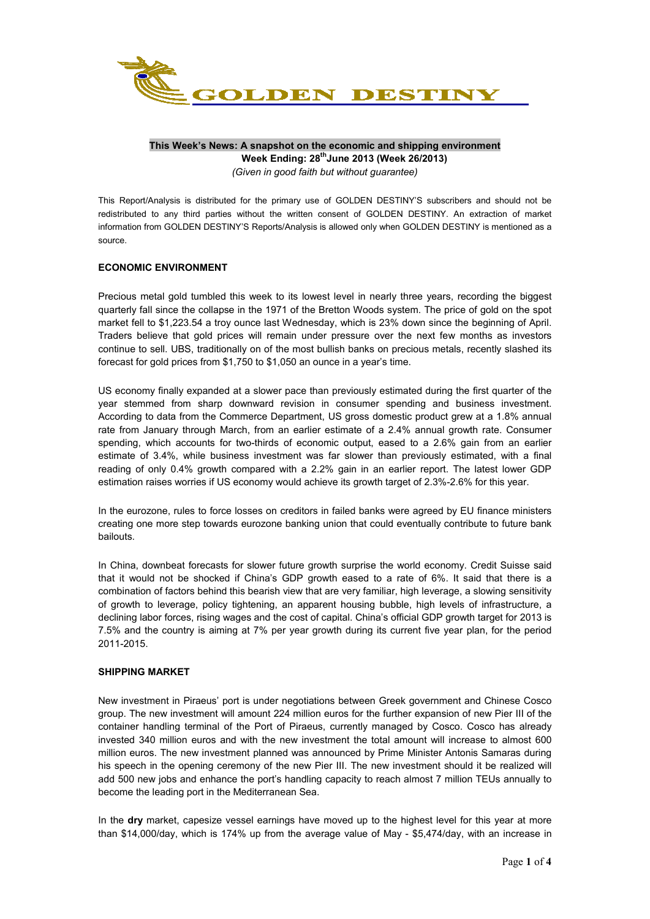GOLDEN DESTINY

**This Week's News: A snapshot on the economic and shipping environment**

**Week Ending: 28th June 2013 (Week 26/2013)**

*(Given in good faith but without guarantee)*

This Report/Analysis is distributed for the primary use of GOLDEN DESTINY'S subscribers and should not be redistributed to any third parties without the written consent of GOLDEN DESTINY. An extraction of market information from GOLDEN DESTINY'S Reports/Analysis is allowed only when GOLDEN DESTINY is mentioned as a source.

**ECONOMIC ENVIRONMENT**

Precious metal gold tumbled this week to its lowest level in nearly three years, recording the biggest quarterly fall since the collapse in the 1971 of the Bretton Woods system. The price of gold on the spot market fell to $1,223.54 a troy ounce last Wednesday, which is 23% down since the beginning of April. Traders believe that gold prices will remain under pressure over the next few months as investors continue to sell. UBS, traditionally on of the most bullish banks on precious metals, recently slashed its forecast for gold prices from $1,750 to $1,050 an ounce in a year's time.

US economy finally expanded at a slower pace than previously estimated during the first quarter of the year stemmed from sharp downward revision in consumer spending and business investment. According to data from the Commerce Department, US gross domestic product grew at a 1.8% annual rate from January through March, from an earlier estimate of a 2.4% annual growth rate. Consumer spending, which accounts for two-thirds of economic output, eased to a 2.6% gain from an earlier estimate of 3.4%, while business investment was far slower than previously estimated, with a final reading of only 0.4% growth compared with a 2.2% gain in an earlier report. The latest lower GDP estimation raises worries if US economy would achieve its growth target of 2.3%-2.6% for this year.

In the eurozone, rules to force losses on creditors in failed banks were agreed by EU finance ministers creating one more step towards eurozone banking union that could eventually contribute to future bank bailouts.

In China, downbeat forecasts for slower future growth surprise the world economy. Credit Suisse said that it would not be shocked if China's GDP growth eased to a rate of 6%. It said that there is a combination of factors behind this bearish view that are very familiar, high leverage, a slowing sensitivity of growth to leverage, policy tightening, an apparent housing bubble, high levels of infrastructure, a declining labor forces, rising wages and the cost of capital. China's official GDP growth target for 2013 is 7.5% and the country is aiming at 7% per year growth during its current five year plan, for the period 2011-2015.

**SHIPPING MARKET**

New investment in Piraeus' port is under negotiations between Greek government and Chinese Cosco group. The new investment will amount 224 million euros for the further expansion of new Pier III of the container handling terminal of the Port of Piraeus, currently managed by Cosco. Cosco has already invested 340 million euros and with the new investment the total amount will increase to almost 600 million euros. The new investment planned was announced by Prime Minister Antonis Samaras during his speech in the opening ceremony of the new Pier III. The new investment should it be realized will add 500 new jobs and enhance the port's handling capacity to reach almost 7 million TEUs annually to become the leading port in the Mediterranean Sea.

In the **dry** market, capesize vessel earnings have moved up to the highest level for this year at more than $14,000/day, which is 174% up from the average value of May - $5,474/day, with an increase in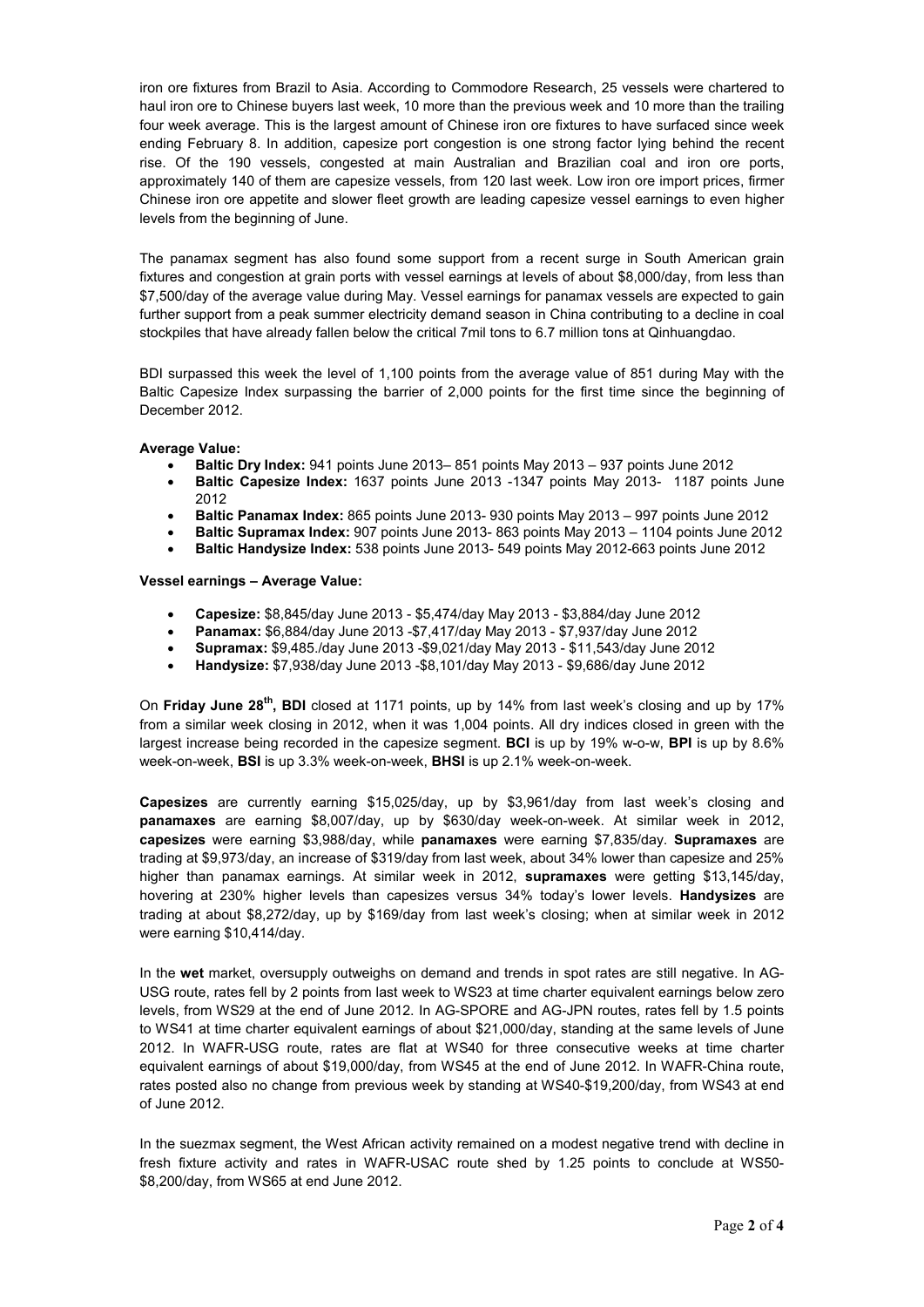iron ore fixtures from Brazil to Asia. According to Commodore Research, 25 vessels were chartered to haul iron ore to Chinese buyers last week, 10 more than the previous week and 10 more than the trailing four week average. This is the largest amount of Chinese iron ore fixtures to have surfaced since week ending February 8. In addition, capesize port congestion is one strong factor lying behind the recent rise. Of the 190 vessels, congested at main Australian and Brazilian coal and iron ore ports, approximately 140 of them are capesize vessels, from 120 last week. Low iron ore import prices, firmer Chinese iron ore appetite and slower fleet growth are leading capesize vessel earnings to even higher levels from the beginning of June.

The panamax segment has also found some support from a recent surge in South American grain fixtures and congestion at grain ports with vessel earnings at levels of about $8,000/day, from less than $7,500/day of the average value during May. Vessel earnings for panamax vessels are expected to gain further support from a peak summer electricity demand season in China contributing to a decline in coal stockpiles that have already fallen below the critical 7mil tons to 6.7 million tons at Qinhuangdao.

BDI surpassed this week the level of 1,100 points from the average value of 851 during May with the Baltic Capesize Index surpassing the barrier of 2,000 points for the first time since the beginning of December 2012.

**Average Value:**

- **Baltic Dry Index:** 941 points June 2013– 851 points May 2013 – 937 points June 2012
- **Baltic Capesize Index:** 1637 points June 2013 -1347 points May 2013- 1187 points June 2012
- **Baltic Panamax Index:** 865 points June 2013- 930 points May 2013 – 997 points June 2012
- **Baltic Supramax Index:** 907 points June 2013- 863 points May 2013 – 1104 points June 2012
- **Baltic Handysize Index:** 538 points June 2013- 549 points May 2012-663 points June 2012

**Vessel earnings – Average Value:**

- **Capesize:** $8,845/day June 2013 - $5,474/day May 2013 - $3,884/day June 2012
- **Panamax:** $6,884/day June 2013 -$7,417/day May 2013 - $7,937/day June 2012
- **Supramax:** $9,485./day June 2013 -$9,021/day May 2013 - $11,543/day June 2012
- **Handysize:** $7,938/day June 2013 -$8,101/day May 2013 - $9,686/day June 2012

On **Friday June 28th, BDI** closed at 1171 points, up by 14% from last week's closing and up by 17% from a similar week closing in 2012, when it was 1,004 points. All dry indices closed in green with the largest increase being recorded in the capesize segment. **BCI** is up by 19% w-o-w, **BPI** is up by 8.6% week-on-week, **BSI** is up 3.3% week-on-week, **BHSI** is up 2.1% week-on-week.

**Capesizes** are currently earning $15,025/day, up by $3,961/day from last week's closing and **panamaxes** are earning $8,007/day, up by $630/day week-on-week. At similar week in 2012, **capesizes** were earning $3,988/day, while **panamaxes** were earning $7,835/day. **Supramaxes** are trading at $9,973/day, an increase of $319/day from last week, about 34% lower than capesize and 25% higher than panamax earnings. At similar week in 2012, **supramaxes** were getting $13,145/day, hovering at 230% higher levels than capesizes versus 34% today's lower levels. **Handysizes** are trading at about $8,272/day, up by $169/day from last week's closing; when at similar week in 2012 were earning $10,414/day.

In the **wet** market, oversupply outweighs on demand and trends in spot rates are still negative. In AG-USG route, rates fell by 2 points from last week to WS23 at time charter equivalent earnings below zero levels, from WS29 at the end of June 2012. In AG-SPORE and AG-JPN routes, rates fell by 1.5 points to WS41 at time charter equivalent earnings of about $21,000/day, standing at the same levels of June 2012. In WAFR-USG route, rates are flat at WS40 for three consecutive weeks at time charter equivalent earnings of about $19,000/day, from WS45 at the end of June 2012. In WAFR-China route, rates posted also no change from previous week by standing at WS40-$19,200/day, from WS43 at end of June 2012.

In the suezmax segment, the West African activity remained on a modest negative trend with decline in fresh fixture activity and rates in WAFR-USAC route shed by 1.25 points to conclude at WS50-$8,200/day, from WS65 at end June 2012.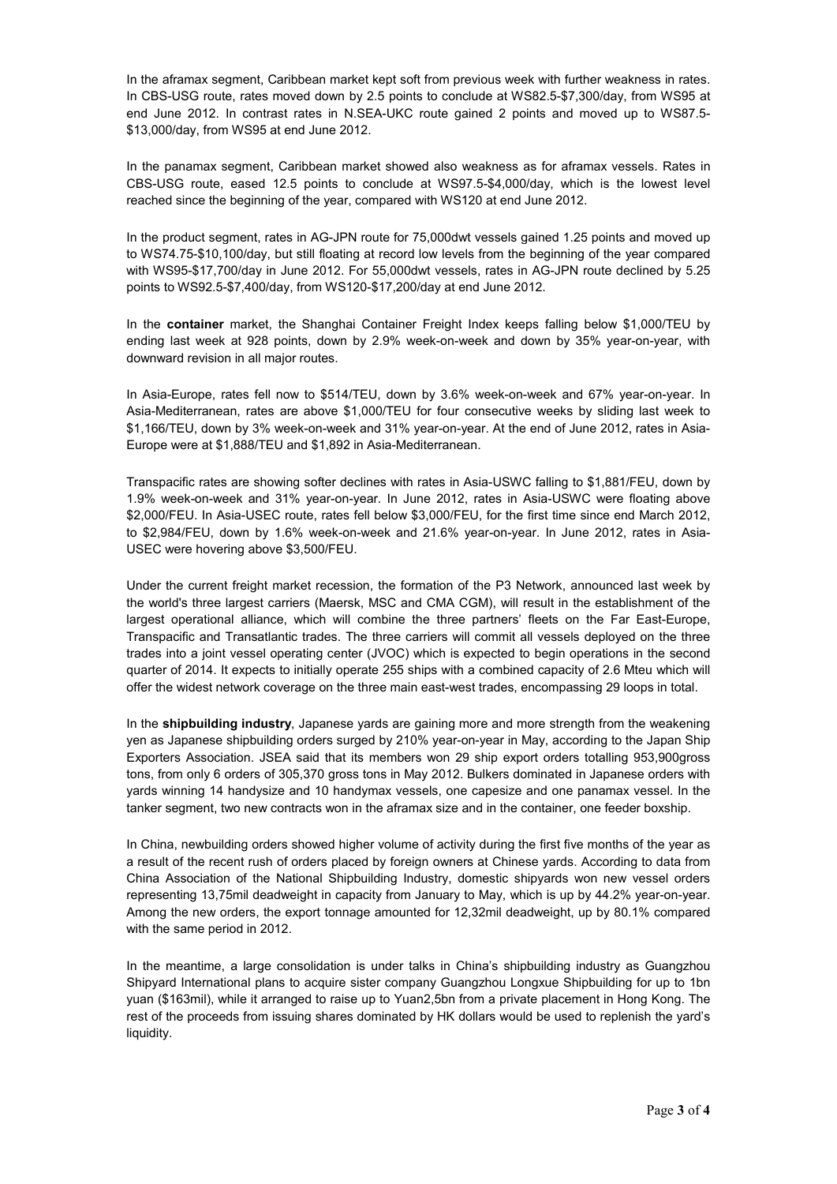In the aframax segment, Caribbean market kept soft from previous week with further weakness in rates. In CBS-USG route, rates moved down by 2.5 points to conclude at WS82.5-$7,300/day, from WS95 at end June 2012. In contrast rates in N.SEA-UKC route gained 2 points and moved up to WS87.5-$13,000/day, from WS95 at end June 2012.

In the panamax segment, Caribbean market showed also weakness as for aframax vessels. Rates in CBS-USG route, eased 12.5 points to conclude at WS97.5-$4,000/day, which is the lowest level reached since the beginning of the year, compared with WS120 at end June 2012.

In the product segment, rates in AG-JPN route for 75,000dwt vessels gained 1.25 points and moved up to WS74.75-$10,100/day, but still floating at record low levels from the beginning of the year compared with WS95-$17,700/day in June 2012. For 55,000dwt vessels, rates in AG-JPN route declined by 5.25 points to WS92.5-$7,400/day, from WS120-$17,200/day at end June 2012.

In the **container** market, the Shanghai Container Freight Index keeps falling below $1,000/TEU by ending last week at 928 points, down by 2.9% week-on-week and down by 35% year-on-year, with downward revision in all major routes.

In Asia-Europe, rates fell now to $514/TEU, down by 3.6% week-on-week and 67% year-on-year. In Asia-Mediterranean, rates are above $1,000/TEU for four consecutive weeks by sliding last week to $1,166/TEU, down by 3% week-on-week and 31% year-on-year. At the end of June 2012, rates in Asia-Europe were at $1,888/TEU and $1,892 in Asia-Mediterranean.

Transpacific rates are showing softer declines with rates in Asia-USWC falling to $1,881/FEU, down by 1.9% week-on-week and 31% year-on-year. In June 2012, rates in Asia-USWC were floating above $2,000/FEU. In Asia-USEC route, rates fell below $3,000/FEU, for the first time since end March 2012, to $2,984/FEU, down by 1.6% week-on-week and 21.6% year-on-year. In June 2012, rates in Asia-USEC were hovering above $3,500/FEU.

Under the current freight market recession, the formation of the P3 Network, announced last week by the world's three largest carriers (Maersk, MSC and CMA CGM), will result in the establishment of the largest operational alliance, which will combine the three partners' fleets on the Far East-Europe, Transpacific and Transatlantic trades. The three carriers will commit all vessels deployed on the three trades into a joint vessel operating center (JVOC) which is expected to begin operations in the second quarter of 2014. It expects to initially operate 255 ships with a combined capacity of 2.6 Mteu which will offer the widest network coverage on the three main east-west trades, encompassing 29 loops in total.

In the **shipbuilding industry**, Japanese yards are gaining more and more strength from the weakening yen as Japanese shipbuilding orders surged by 210% year-on-year in May, according to the Japan Ship Exporters Association. JSEA said that its members won 29 ship export orders totalling 953,900gross tons, from only 6 orders of 305,370 gross tons in May 2012. Bulkers dominated in Japanese orders with yards winning 14 handysize and 10 handymax vessels, one capesize and one panamax vessel. In the tanker segment, two new contracts won in the aframax size and in the container, one feeder boxship.

In China, newbuilding orders showed higher volume of activity during the first five months of the year as a result of the recent rush of orders placed by foreign owners at Chinese yards. According to data from China Association of the National Shipbuilding Industry, domestic shipyards won new vessel orders representing 13,75mil deadweight in capacity from January to May, which is up by 44.2% year-on-year. Among the new orders, the export tonnage amounted for 12,32mil deadweight, up by 80.1% compared with the same period in 2012.

In the meantime, a large consolidation is under talks in China's shipbuilding industry as Guangzhou Shipyard International plans to acquire sister company Guangzhou Longxue Shipbuilding for up to 1bn yuan ($163mil), while it arranged to raise up to Yuan2,5bn from a private placement in Hong Kong. The rest of the proceeds from issuing shares dominated by HK dollars would be used to replenish the yard's liquidity.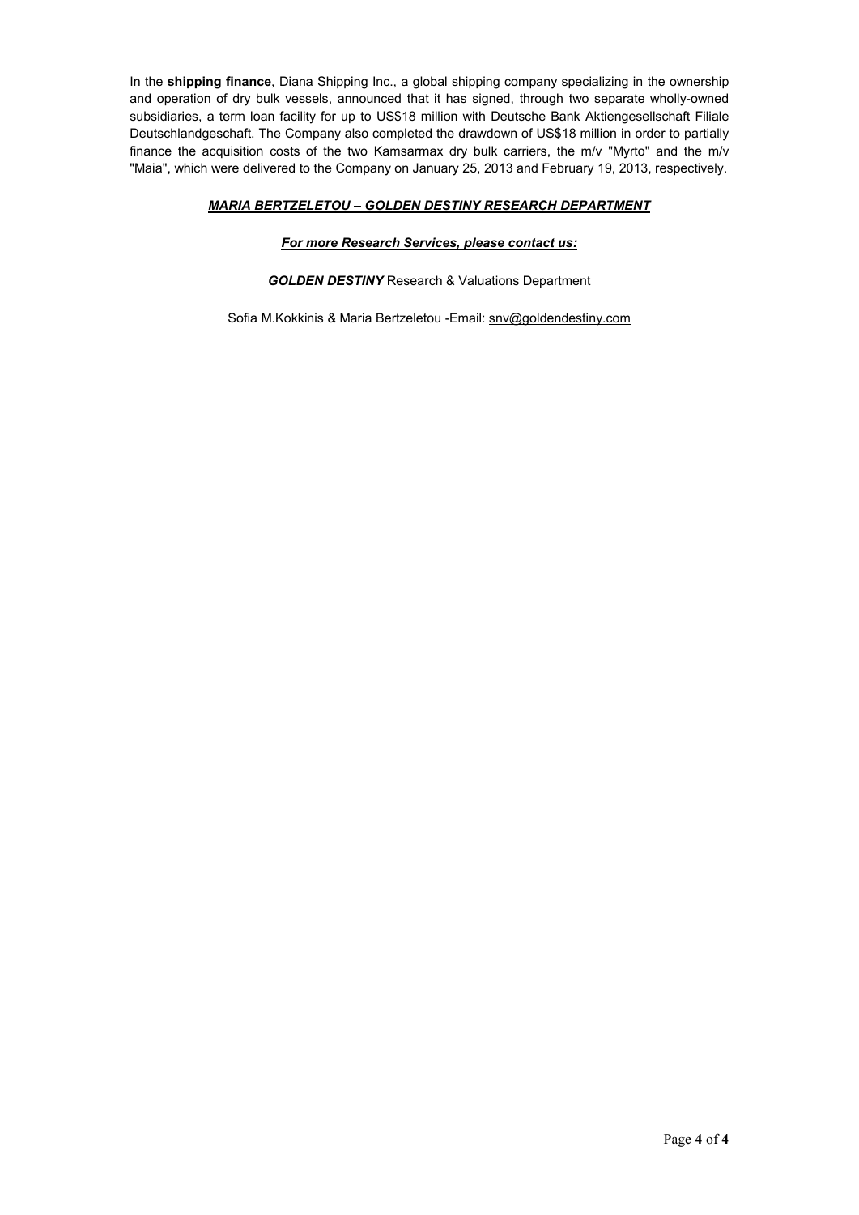In the **shipping finance**, Diana Shipping Inc., a global shipping company specializing in the ownership and operation of dry bulk vessels, announced that it has signed, through two separate wholly-owned subsidiaries, a term loan facility for up to US$18 million with Deutsche Bank Aktiengesellschaft Filiale Deutschlandgeschaft. The Company also completed the drawdown of US$18 million in order to partially finance the acquisition costs of the two Kamsarmax dry bulk carriers, the m/v "Myrto" and the m/v "Maia", which were delivered to the Company on January 25, 2013 and February 19, 2013, respectively.

***MARIA BERTZELETOU – GOLDEN DESTINY RESEARCH DEPARTMENT***

***For more Research Services, please contact us:***

***GOLDEN DESTINY*** Research & Valuations Department

Sofia M.Kokkinis & Maria Bertzeletou -Email: snv@goldendestiny.com